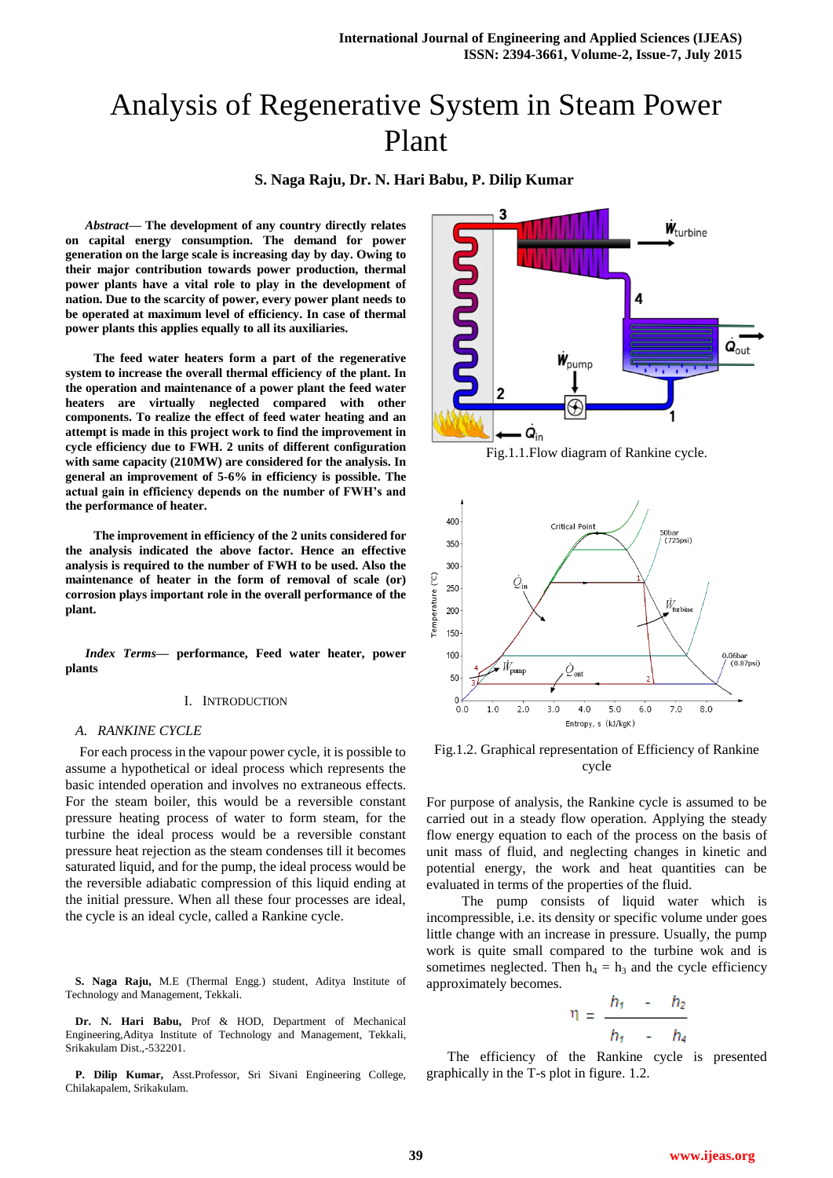# Analysis of Regenerative System in Steam Power Plant

**S. Naga Raju, Dr. N. Hari Babu, P. Dilip Kumar**

***Abstract*— The development of any country directly relates on capital energy consumption. The demand for power generation on the large scale is increasing day by day. Owing to their major contribution towards power production, thermal power plants have a vital role to play in the development of nation. Due to the scarcity of power, every power plant needs to be operated at maximum level of efficiency. In case of thermal power plants this applies equally to all its auxiliaries.**

**The feed water heaters form a part of the regenerative system to increase the overall thermal efficiency of the plant. In the operation and maintenance of a power plant the feed water heaters are virtually neglected compared with other components. To realize the effect of feed water heating and an attempt is made in this project work to find the improvement in cycle efficiency due to FWH. 2 units of different configuration with same capacity (210MW) are considered for the analysis. In general an improvement of 5-6% in efficiency is possible. The actual gain in efficiency depends on the number of FWH's and the performance of heater.**

**The improvement in efficiency of the 2 units considered for the analysis indicated the above factor. Hence an effective analysis is required to the number of FWH to be used. Also the maintenance of heater in the form of removal of scale (or) corrosion plays important role in the overall performance of the plant.**

***Index Terms*— performance, Feed water heater, power plants**

## I. Introduction

### A. Rankine Cycle

For each process in the vapour power cycle, it is possible to assume a hypothetical or ideal process which represents the basic intended operation and involves no extraneous effects. For the steam boiler, this would be a reversible constant pressure heating process of water to form steam, for the turbine the ideal process would be a reversible constant pressure heat rejection as the steam condenses till it becomes saturated liquid, and for the pump, the ideal process would be the reversible adiabatic compression of this liquid ending at the initial pressure. When all these four processes are ideal, the cycle is an ideal cycle, called a Rankine cycle.

**S. Naga Raju,** M.E (Thermal Engg.) student, Aditya Institute of Technology and Management, Tekkali.

**Dr. N. Hari Babu,** Prof & HOD, Department of Mechanical Engineering, Aditya Institute of Technology and Management, Tekkali, Srikakulam Dist.,-532201.

**P. Dilip Kumar,** Asst.Professor, Sri Sivani Engineering College, Chilakapalem, Srikakulam.

Fig.1.1.Flow diagram of Rankine cycle.

Fig.1.2. Graphical representation of Efficiency of Rankine cycle

For purpose of analysis, the Rankine cycle is assumed to be carried out in a steady flow operation. Applying the steady flow energy equation to each of the process on the basis of unit mass of fluid, and neglecting changes in kinetic and potential energy, the work and heat quantities can be evaluated in terms of the properties of the fluid.

The pump consists of liquid water which is incompressible, i.e. its density or specific volume under goes little change with an increase in pressure. Usually, the pump work is quite small compared to the turbine wok and is sometimes neglected. Then $h_4 = h_3$ and the cycle efficiency approximately becomes.

$$\eta = \frac{h_1 - h_2}{h_1 - h_4}$$

The efficiency of the Rankine cycle is presented graphically in the T-s plot in figure. 1.2.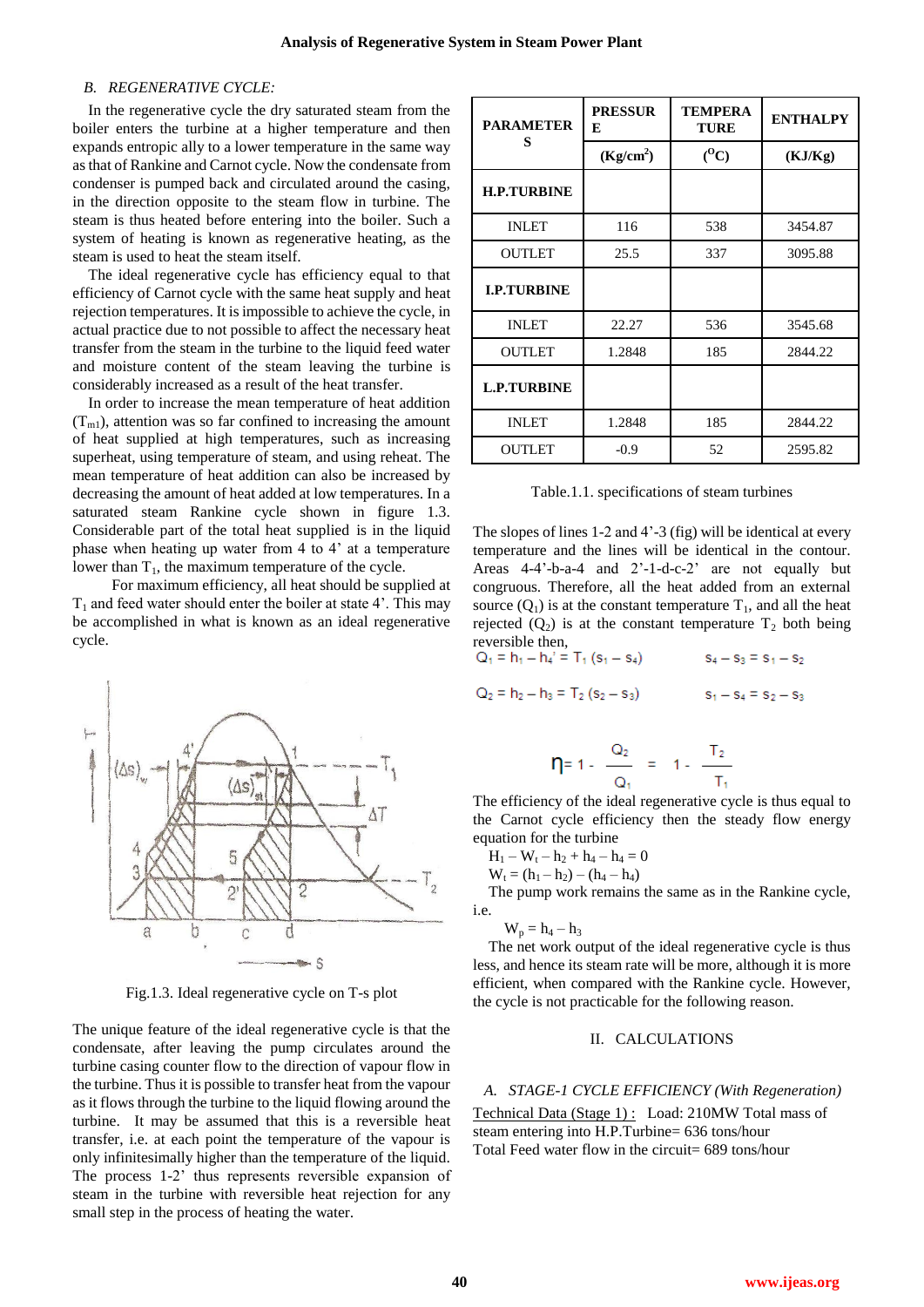### B. REGENERATIVE CYCLE:

In the regenerative cycle the dry saturated steam from the boiler enters the turbine at a higher temperature and then expands entropic ally to a lower temperature in the same way as that of Rankine and Carnot cycle. Now the condensate from condenser is pumped back and circulated around the casing, in the direction opposite to the steam flow in turbine. The steam is thus heated before entering into the boiler. Such a system of heating is known as regenerative heating, as the steam is used to heat the steam itself.

The ideal regenerative cycle has efficiency equal to that efficiency of Carnot cycle with the same heat supply and heat rejection temperatures. It is impossible to achieve the cycle, in actual practice due to not possible to affect the necessary heat transfer from the steam in the turbine to the liquid feed water and moisture content of the steam leaving the turbine is considerably increased as a result of the heat transfer.

In order to increase the mean temperature of heat addition ($T_{m1}$), attention was so far confined to increasing the amount of heat supplied at high temperatures, such as increasing superheat, using temperature of steam, and using reheat. The mean temperature of heat addition can also be increased by decreasing the amount of heat added at low temperatures. In a saturated steam Rankine cycle shown in figure 1.3. Considerable part of the total heat supplied is in the liquid phase when heating up water from 4 to 4' at a temperature lower than $T_1$, the maximum temperature of the cycle.

For maximum efficiency, all heat should be supplied at $T_1$ and feed water should enter the boiler at state 4'. This may be accomplished in what is known as an ideal regenerative cycle.

Fig.1.3. Ideal regenerative cycle on T-s plot

The unique feature of the ideal regenerative cycle is that the condensate, after leaving the pump circulates around the turbine casing counter flow to the direction of vapour flow in the turbine. Thus it is possible to transfer heat from the vapour as it flows through the turbine to the liquid flowing around the turbine. It may be assumed that this is a reversible heat transfer, i.e. at each point the temperature of the vapour is only infinitesimally higher than the temperature of the liquid. The process 1-2' thus represents reversible expansion of steam in the turbine with reversible heat rejection for any small step in the process of heating the water.

| PARAMETERS | PRESSURE | TEMPERATURE | ENTHALPY |
|---|---|---|---|
| | (Kg/cm$^2$) | ($^{O}$C) | (KJ/Kg) |
| **H.P.TURBINE** | | | |
| INLET | 116 | 538 | 3454.87 |
| OUTLET | 25.5 | 337 | 3095.88 |
| **I.P.TURBINE** | | | |
| INLET | 22.27 | 536 | 3545.68 |
| OUTLET | 1.2848 | 185 | 2844.22 |
| **L.P.TURBINE** | | | |
| INLET | 1.2848 | 185 | 2844.22 |
| OUTLET | -0.9 | 52 | 2595.82 |

Table.1.1. specifications of steam turbines

The slopes of lines 1-2 and 4'-3 (fig) will be identical at every temperature and the lines will be identical in the contour. Areas 4-4'-b-a-4 and 2'-1-d-c-2' are not equally but congruous. Therefore, all the heat added from an external source ($Q_1$) is at the constant temperature $T_1$, and all the heat rejected ($Q_2$) is at the constant temperature $T_2$ both being reversible then,

$$Q_1 = h_1 - h_4' = T_1 (s_1 - s_4) \qquad s_4 - s_3 = s_1 - s_2$$

$$Q_2 = h_2 - h_3 = T_2 (s_2 - s_3) \qquad s_1 - s_4 = s_2 - s_3$$

$$\eta = 1 - \frac{Q_2}{Q_1} = 1 - \frac{T_2}{T_1}$$

The efficiency of the ideal regenerative cycle is thus equal to the Carnot cycle efficiency then the steady flow energy equation for the turbine

$$H_1 - W_t - h_2 + h_4 - h_4 = 0$$

$$W_t = (h_1 - h_2) - (h_4 - h_4)$$

The pump work remains the same as in the Rankine cycle, i.e.

$$W_p = h_4 - h_3$$

The net work output of the ideal regenerative cycle is thus less, and hence its steam rate will be more, although it is more efficient, when compared with the Rankine cycle. However, the cycle is not practicable for the following reason.

## II. CALCULATIONS

### A. STAGE-1 CYCLE EFFICIENCY (With Regeneration)

Technical Data (Stage 1) : Load: 210MW Total mass of steam entering into H.P.Turbine= 636 tons/hour
Total Feed water flow in the circuit= 689 tons/hour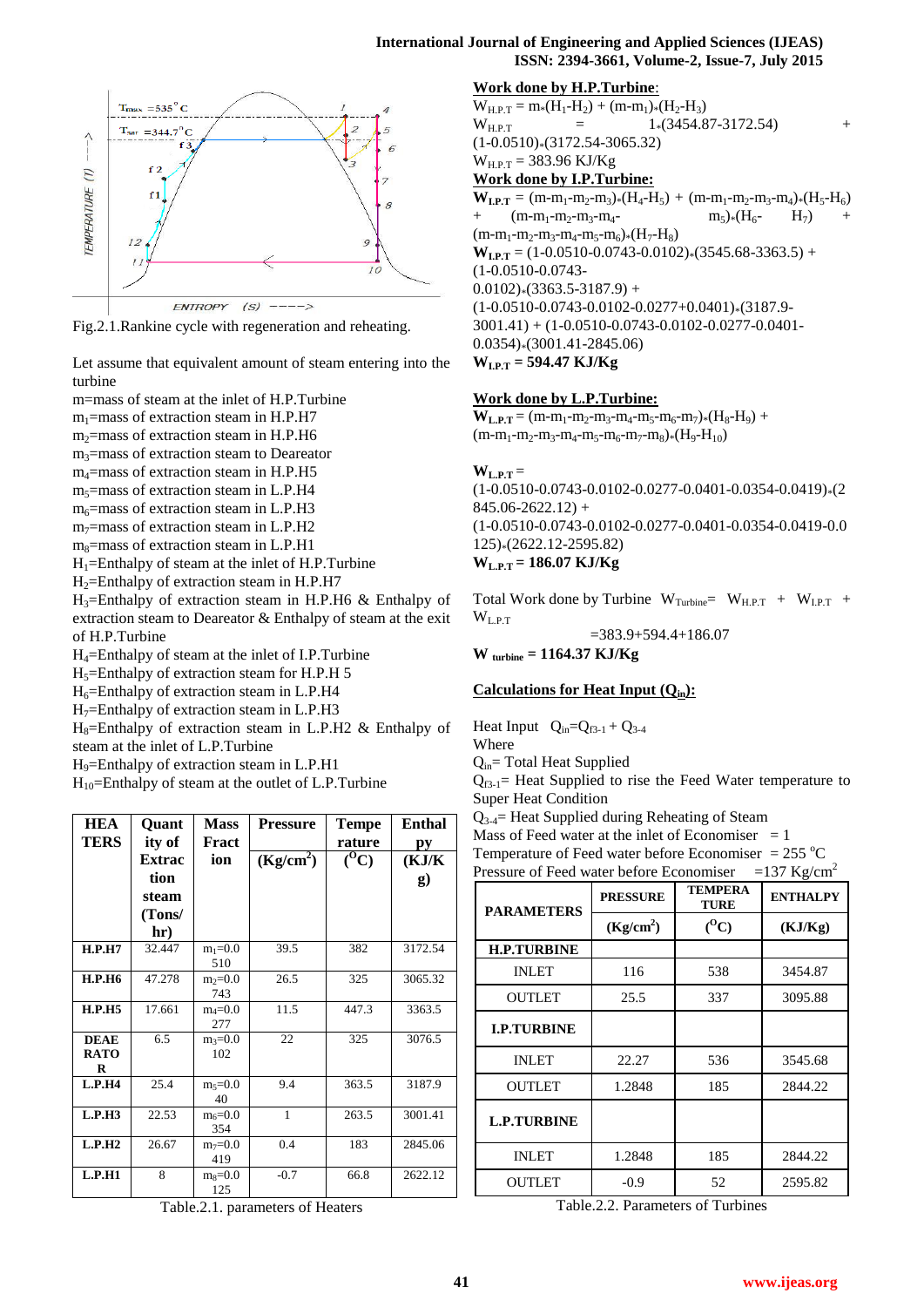Fig.2.1.Rankine cycle with regeneration and reheating.

Let assume that equivalent amount of steam entering into the turbine

m=mass of steam at the inlet of H.P.Turbine

$m_1$=mass of extraction steam in H.P.H7

$m_2$=mass of extraction steam in H.P.H6

$m_3$=mass of extraction steam to Deareator

$m_4$=mass of extraction steam in H.P.H5

$m_5$=mass of extraction steam in L.P.H4

$m_6$=mass of extraction steam in L.P.H3

$m_7$=mass of extraction steam in L.P.H2

$m_8$=mass of extraction steam in L.P.H1

$H_1$=Enthalpy of steam at the inlet of H.P.Turbine

$H_2$=Enthalpy of extraction steam in H.P.H7

$H_3$=Enthalpy of extraction steam in H.P.H6 & Enthalpy of extraction steam to Deareator & Enthalpy of steam at the exit of H.P.Turbine

$H_4$=Enthalpy of steam at the inlet of I.P.Turbine

$H_5$=Enthalpy of extraction steam for H.P.H 5

$H_6$=Enthalpy of extraction steam in L.P.H4

$H_7$=Enthalpy of extraction steam in L.P.H3

$H_8$=Enthalpy of extraction steam in L.P.H2 & Enthalpy of steam at the inlet of L.P.Turbine

$H_9$=Enthalpy of extraction steam in L.P.H1

$H_{10}$=Enthalpy of steam at the outlet of L.P.Turbine

| HEATERS | Quantity of Extraction steam (Tons/hr) | Mass Fraction | Pressure ($Kg/cm^2$) | Temperature ($^oC$) | Enthalpy (KJ/Kg) |
|---|---|---|---|---|---|
| H.P.H7 | 32.447 | $m_1$=0.0510 | 39.5 | 382 | 3172.54 |
| H.P.H6 | 47.278 | $m_2$=0.0743 | 26.5 | 325 | 3065.32 |
| H.P.H5 | 17.661 | $m_4$=0.0277 | 11.5 | 447.3 | 3363.5 |
| DEAERATOR | 6.5 | $m_3$=0.0102 | 22 | 325 | 3076.5 |
| L.P.H4 | 25.4 | $m_5$=0.0340 | 9.4 | 363.5 | 3187.9 |
| L.P.H3 | 22.53 | $m_6$=0.0354 | 1 | 263.5 | 3001.41 |
| L.P.H2 | 26.67 | $m_7$=0.0419 | 0.4 | 183 | 2845.06 |
| L.P.H1 | 8 | $m_8$=0.0125 | -0.7 | 66.8 | 2622.12 |

Table.2.1. parameters of Heaters

**Work done by H.P.Turbine:**

$W_{H.P.T} = m_*(H_1\text{-}H_2) + (m\text{-}m_1)_*(H_2\text{-}H_3)$

$W_{H.P.T} = 1_*(3454.87\text{-}3172.54) + (1\text{-}0.0510)_*(3172.54\text{-}3065.32)$

$W_{H.P.T}$ = 383.96 KJ/Kg

**Work done by I.P.Turbine:**

$W_{I.P.T} = (m\text{-}m_1\text{-}m_2\text{-}m_3)_*(H_4\text{-}H_5) + (m\text{-}m_1\text{-}m_2\text{-}m_3\text{-}m_4)_*(H_5\text{-}H_6) + (m\text{-}m_1\text{-}m_2\text{-}m_3\text{-}m_4\text{-}m_5)_*(H_6\text{-}H_7) + (m\text{-}m_1\text{-}m_2\text{-}m_3\text{-}m_4\text{-}m_5\text{-}m_6)_*(H_7\text{-}H_8)$

$W_{I.P.T}$ = (1-0.0510-0.0743-0.0102)*(3545.68-3363.5) + (1-0.0510-0.0743-0.0102)*(3363.5-3187.9) + (1-0.0510-0.0743-0.0102-0.0277+0.0401)*(3187.9-3001.41) + (1-0.0510-0.0743-0.0102-0.0277-0.0401-0.0354)*(3001.41-2845.06)

**$W_{I.P.T}$ = 594.47 KJ/Kg**

**Work done by L.P.Turbine:**

$W_{L.P.T} = (m\text{-}m_1\text{-}m_2\text{-}m_3\text{-}m_4\text{-}m_5\text{-}m_6\text{-}m_7)_*(H_8\text{-}H_9) + (m\text{-}m_1\text{-}m_2\text{-}m_3\text{-}m_4\text{-}m_5\text{-}m_6\text{-}m_7\text{-}m_8)_*(H_9\text{-}H_{10})$

$W_{L.P.T}$ = (1-0.0510-0.0743-0.0102-0.0277-0.0401-0.0354-0.0419)*(2845.06-2622.12) + (1-0.0510-0.0743-0.0102-0.0277-0.0401-0.0354-0.0419-0.0125)*(2622.12-2595.82)

**$W_{L.P.T}$ = 186.07 KJ/Kg**

Total Work done by Turbine $W_{Turbine} = W_{H.P.T} + W_{I.P.T} + W_{L.P.T}$

=383.9+594.4+186.07

**$W_{turbine}$ = 1164.37 KJ/Kg**

**Calculations for Heat Input ($Q_{in}$):**

Heat Input $Q_{in}=Q_{f3\text{-}1} + Q_{3\text{-}4}$

Where

$Q_{in}$= Total Heat Supplied

$Q_{f3\text{-}1}$= Heat Supplied to rise the Feed Water temperature to Super Heat Condition

$Q_{3\text{-}4}$= Heat Supplied during Reheating of Steam

Mass of Feed water at the inlet of Economiser = 1

Temperature of Feed water before Economiser = 255 $^oC$

Pressure of Feed water before Economiser =137 $Kg/cm^2$

| PARAMETERS | PRESSURE ($Kg/cm^2$) | TEMPERATURE ($^oC$) | ENTHALPY (KJ/Kg) |
|---|---|---|---|
| **H.P.TURBINE** | | | |
| INLET | 116 | 538 | 3454.87 |
| OUTLET | 25.5 | 337 | 3095.88 |
| **I.P.TURBINE** | | | |
| INLET | 22.27 | 536 | 3545.68 |
| OUTLET | 1.2848 | 185 | 2844.22 |
| **L.P.TURBINE** | | | |
| INLET | 1.2848 | 185 | 2844.22 |
| OUTLET | -0.9 | 52 | 2595.82 |

Table.2.2. Parameters of Turbines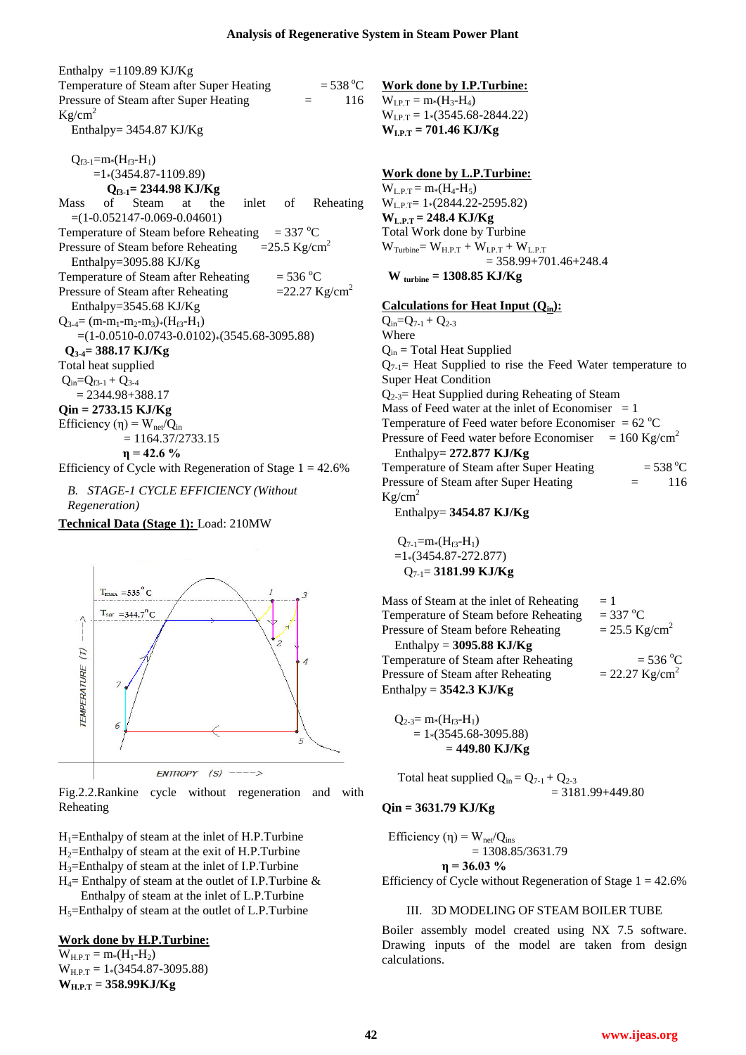Enthalpy =1109.89 KJ/Kg

Temperature of Steam after Super Heating = 538 °C

Pressure of Steam after Super Heating = 116 Kg/cm$^2$

Enthalpy= 3454.87 KJ/Kg

$Q_{f3-1}$=m*($H_{f3}$-$H_1$)

=1*(3454.87-1109.89)

**$Q_{f3-1}$= 2344.98 KJ/Kg**

Mass of Steam at the inlet of Reheating =(1-0.052147-0.069-0.04601)

Temperature of Steam before Reheating = 337 °C

Pressure of Steam before Reheating =25.5 Kg/cm$^2$

Enthalpy=3095.88 KJ/Kg

Temperature of Steam after Reheating = 536 °C

Pressure of Steam after Reheating =22.27 Kg/cm$^2$

Enthalpy=3545.68 KJ/Kg

$Q_{3-4}$= (m-$m_1$-$m_2$-$m_3$)*($H_{f3}$-$H_1$)

=(1-0.0510-0.0743-0.0102)*(3545.68-3095.88)

**$Q_{3-4}$= 388.17 KJ/Kg**

Total heat supplied

$Q_{in}$=$Q_{f3-1}$ + $Q_{3-4}$

= 2344.98+388.17

**Qin = 2733.15 KJ/Kg**

Efficiency (η) = $W_{net}$/$Q_{in}$

= 1164.37/2733.15

**η = 42.6 %**

Efficiency of Cycle with Regeneration of Stage 1 = 42.6%

### *B. STAGE-1 CYCLE EFFICIENCY (Without Regeneration)*

**<u>Technical Data (Stage 1):</u>** Load: 210MW

Fig.2.2.Rankine cycle without regeneration and with Reheating

$H_1$=Enthalpy of steam at the inlet of H.P.Turbine

$H_2$=Enthalpy of steam at the exit of H.P.Turbine

$H_3$=Enthalpy of steam at the inlet of I.P.Turbine

$H_4$= Enthalpy of steam at the outlet of I.P.Turbine & Enthalpy of steam at the inlet of L.P.Turbine

$H_5$=Enthalpy of steam at the outlet of L.P.Turbine

**<u>Work done by H.P.Turbine:</u>**

$W_{H.P.T}$ = m*($H_1$-$H_2$)

$W_{H.P.T}$ = 1*(3454.87-3095.88)

**$W_{H.P.T}$ = 358.99KJ/Kg**

**<u>Work done by I.P.Turbine:</u>**

$W_{I.P.T}$ = m*($H_3$-$H_4$)

$W_{I.P.T}$ = 1*(3545.68-2844.22)

**$W_{I.P.T}$ = 701.46 KJ/Kg**

**<u>Work done by L.P.Turbine:</u>**

$W_{L.P.T}$ = m*($H_4$-$H_5$)

$W_{L.P.T}$= 1*(2844.22-2595.82)

**$W_{L.P.T}$ = 248.4 KJ/Kg**

Total Work done by Turbine

$W_{Turbine}$= $W_{H.P.T}$ + $W_{I.P.T}$ + $W_{L.P.T}$

= 358.99+701.46+248.4

**$W_{turbine}$ = 1308.85 KJ/Kg**

**<u>Calculations for Heat Input ($Q_{in}$):</u>**

$Q_{in}$=$Q_{7-1}$ + $Q_{2-3}$

Where

$Q_{in}$ = Total Heat Supplied

$Q_{7-1}$= Heat Supplied to rise the Feed Water temperature to Super Heat Condition

$Q_{2-3}$= Heat Supplied during Reheating of Steam

Mass of Feed water at the inlet of Economiser = 1

Temperature of Feed water before Economiser = 62 °C

Pressure of Feed water before Economiser = 160 Kg/cm$^2$

Enthalpy= **272.877 KJ/Kg**

Temperature of Steam after Super Heating = 538 °C

Pressure of Steam after Super Heating = 116 Kg/cm$^2$

Enthalpy= **3454.87 KJ/Kg**

$Q_{7-1}$=m*($H_{f3}$-$H_1$)

=1*(3454.87-272.877)

$Q_{7-1}$= **3181.99 KJ/Kg**

Mass of Steam at the inlet of Reheating = 1

Temperature of Steam before Reheating = 337 °C

Pressure of Steam before Reheating = 25.5 Kg/cm$^2$

Enthalpy = **3095.88 KJ/Kg**

Temperature of Steam after Reheating = 536 °C

Pressure of Steam after Reheating = 22.27 Kg/cm$^2$

Enthalpy = **3542.3 KJ/Kg**

$Q_{2-3}$= m*($H_{f3}$-$H_1$)

= 1*(3545.68-3095.88)

= **449.80 KJ/Kg**

Total heat supplied $Q_{in}$ = $Q_{7-1}$ + $Q_{2-3}$

= 3181.99+449.80

**Qin = 3631.79 KJ/Kg**

Efficiency (η) = $W_{net}$/$Q_{ins}$

= 1308.85/3631.79

**η = 36.03 %**

Efficiency of Cycle without Regeneration of Stage 1 = 42.6%

## III. 3D MODELING OF STEAM BOILER TUBE

Boiler assembly model created using NX 7.5 software. Drawing inputs of the model are taken from design calculations.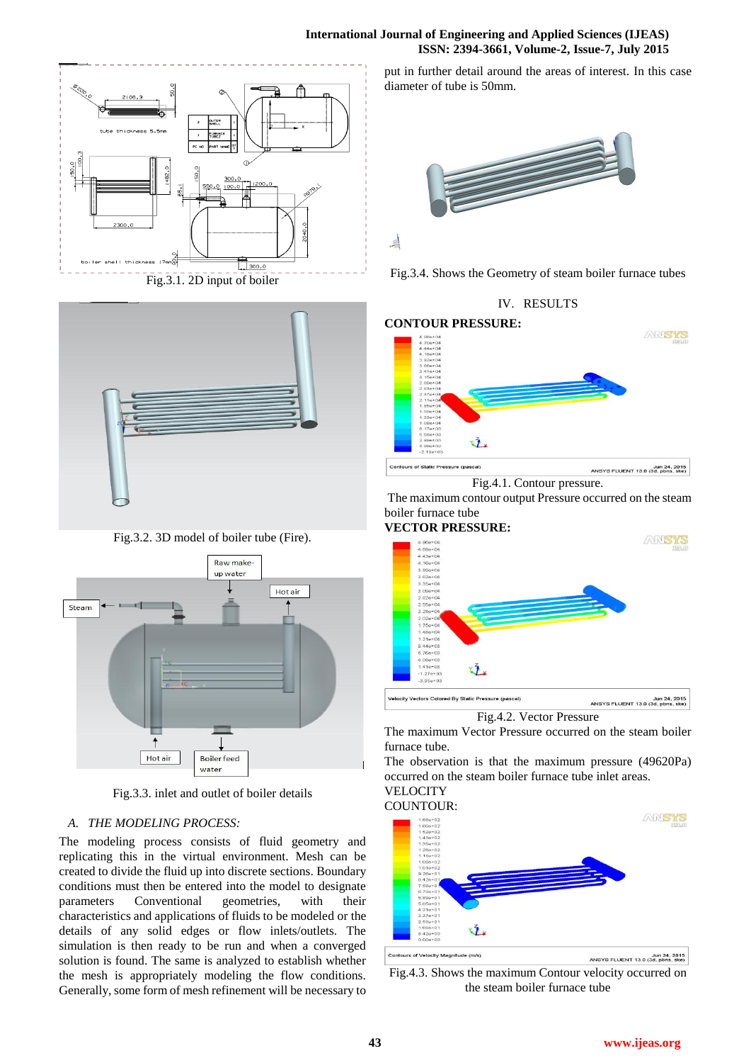Fig.3.1. 2D input of boiler

Fig.3.2. 3D model of boiler tube (Fire).

Fig.3.3. inlet and outlet of boiler details

### *A. THE MODELING PROCESS:*

The modeling process consists of fluid geometry and replicating this in the virtual environment. Mesh can be created to divide the fluid up into discrete sections. Boundary conditions must then be entered into the model to designate parameters Conventional geometries, with their characteristics and applications of fluids to be modeled or the details of any solid edges or flow inlets/outlets. The simulation is then ready to be run and when a converged solution is found. The same is analyzed to establish whether the mesh is appropriately modeling the flow conditions. Generally, some form of mesh refinement will be necessary to put in further detail around the areas of interest. In this case diameter of tube is 50mm.

Fig.3.4. Shows the Geometry of steam boiler furnace tubes

## IV. RESULTS

**CONTOUR PRESSURE:**

Fig.4.1. Contour pressure.

The maximum contour output Pressure occurred on the steam boiler furnace tube

**VECTOR PRESSURE:**

Fig.4.2. Vector Pressure

The maximum Vector Pressure occurred on the steam boiler furnace tube.

The observation is that the maximum pressure (49620Pa) occurred on the steam boiler furnace tube inlet areas.

VELOCITY

COUNTOUR:

Fig.4.3. Shows the maximum Contour velocity occurred on the steam boiler furnace tube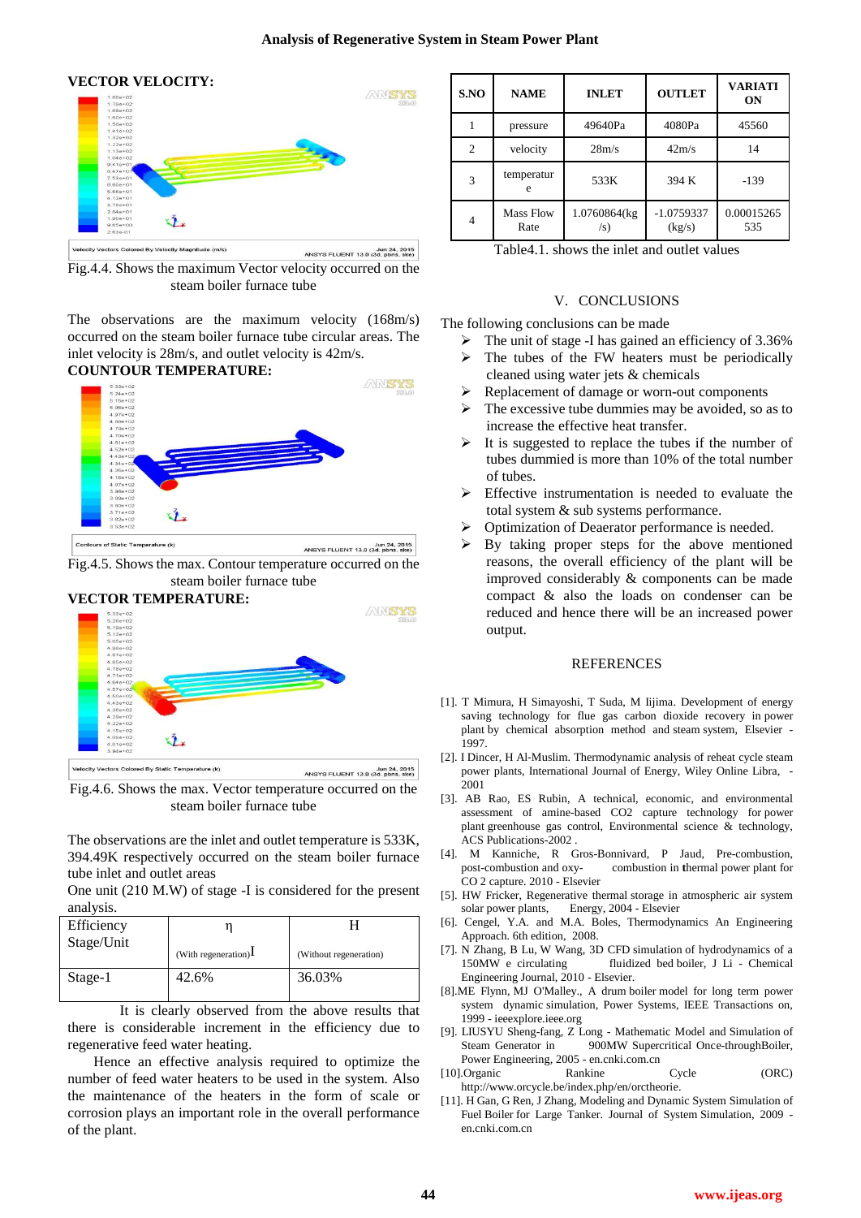### VECTOR VELOCITY:

1.88e+02
1.79e+02
1.69e+02
1.60e+02
1.50e+02
1.41e+02
1.32e+02
1.22e+02
1.13e+02
1.04e+02
9.41e+01
8.47e+01
7.53e+01
6.60e+01
5.66e+01
4.72e+01
3.78e+01
2.84e+01
1.90e+01
9.65e+00
2.63e-01

ANSYS 13.0

Velocity Vectors Colored By Velocity Magnitude (m/s)

Jun 24, 2015
ANSYS FLUENT 13.0 (3d, pbns, ske)

Fig.4.4. Shows the maximum Vector velocity occurred on the steam boiler furnace tube

The observations are the maximum velocity (168m/s) occurred on the steam boiler furnace tube circular areas. The inlet velocity is 28m/s, and outlet velocity is 42m/s.

### COUNTOUR TEMPERATURE:

5.33e+02
5.24e+02
5.15e+02
5.06e+02
4.97e+02
4.88e+02
4.79e+02
4.70e+02
4.61e+02
4.52e+02
4.43e+02
4.34e+02
4.25e+02
4.16e+02
4.07e+02
3.98e+02
3.89e+02
3.80e+02
3.71e+02
3.62e+02
3.53e+02

ANSYS 13.0

Contours of Static Temperature (k)

Jun 24, 2015
ANSYS FLUENT 13.0 (3d, pbns, ske)

Fig.4.5. Shows the max. Contour temperature occurred on the steam boiler furnace tube

### VECTOR TEMPERATURE:

5.33e+02
5.26e+02
5.19e+02
5.12e+02
5.05e+02
4.98e+02
4.91e+02
4.85e+02
4.78e+02
4.71e+02
4.64e+02
4.57e+02
4.50e+02
4.43e+02
4.36e+02
4.29e+02
4.22e+02
4.15e+02
4.08e+02
4.01e+02
3.94e+02

ANSYS 13.0

Velocity Vectors Colored By Static Temperature (k)

Jun 24, 2015
ANSYS FLUENT 13.0 (3d, pbns, ske)

Fig.4.6. Shows the max. Vector temperature occurred on the steam boiler furnace tube

The observations are the inlet and outlet temperature is 533K, 394.49K respectively occurred on the steam boiler furnace tube inlet and outlet areas

One unit (210 M.W) of stage -I is considered for the present analysis.

| Efficiency Stage/Unit | η (With regeneration) | Η (Without regeneration) |
|---|---|---|
| Stage-1 | 42.6% | 36.03% |

It is clearly observed from the above results that there is considerable increment in the efficiency due to regenerative feed water heating.

Hence an effective analysis required to optimize the number of feed water heaters to be used in the system. Also the maintenance of the heaters in the form of scale or corrosion plays an important role in the overall performance of the plant.

| S.NO | NAME | INLET | OUTLET | VARIATION |
|---|---|---|---|---|
| 1 | pressure | 49640Pa | 4080Pa | 45560 |
| 2 | velocity | 28m/s | 42m/s | 14 |
| 3 | temperature | 533K | 394 K | -139 |
| 4 | Mass Flow Rate | 1.0760864(kg/s) | -1.0759337 (kg/s) | 0.00015265535 |

Table4.1. shows the inlet and outlet values

## V. CONCLUSIONS

The following conclusions can be made

- The unit of stage -I has gained an efficiency of 3.36%
- The tubes of the FW heaters must be periodically cleaned using water jets & chemicals
- Replacement of damage or worn-out components
- The excessive tube dummies may be avoided, so as to increase the effective heat transfer.
- It is suggested to replace the tubes if the number of tubes dummied is more than 10% of the total number of tubes.
- Effective instrumentation is needed to evaluate the total system & sub systems performance.
- Optimization of Deaerator performance is needed.
- By taking proper steps for the above mentioned reasons, the overall efficiency of the plant will be improved considerably & components can be made compact & also the loads on condenser can be reduced and hence there will be an increased power output.

## REFERENCES

[1]. T Mimura, H Simayoshi, T Suda, M Iijima. Development of energy saving technology for flue gas carbon dioxide recovery in power plant by chemical absorption method and steam system, Elsevier - 1997.

[2]. I Dincer, H Al-Muslim. Thermodynamic analysis of reheat cycle steam power plants, International Journal of Energy, Wiley Online Libra, - 2001

[3]. AB Rao, ES Rubin, A technical, economic, and environmental assessment of amine-based CO2 capture technology for power plant greenhouse gas control, Environmental science & technology, ACS Publications-2002 .

[4]. M Kanniche, R Gros-Bonnivard, P Jaud, Pre-combustion, post-combustion and oxy- combustion in thermal power plant for CO 2 capture. 2010 - Elsevier

[5]. HW Fricker, Regenerative thermal storage in atmospheric air system solar power plants, Energy, 2004 - Elsevier

[6]. Cengel, Y.A. and M.A. Boles, Thermodynamics An Engineering Approach. 6th edition, 2008.

[7]. N Zhang, B Lu, W Wang, 3D CFD simulation of hydrodynamics of a 150MW e circulating fluidized bed boiler, J Li - Chemical Engineering Journal, 2010 - Elsevier.

[8].ME Flynn, MJ O'Malley., A drum boiler model for long term power system dynamic simulation, Power Systems, IEEE Transactions on, 1999 - ieeexplore.ieee.org

[9]. LIUSYU Sheng-fang, Z Long - Mathematic Model and Simulation of Steam Generator in 900MW Supercritical Once-throughBoiler, Power Engineering, 2005 - en.cnki.com.cn

[10].Organic Rankine Cycle (ORC) http://www.orcycle.be/index.php/en/orctheorie.

[11]. H Gan, G Ren, J Zhang, Modeling and Dynamic System Simulation of Fuel Boiler for Large Tanker. Journal of System Simulation, 2009 - en.cnki.com.cn